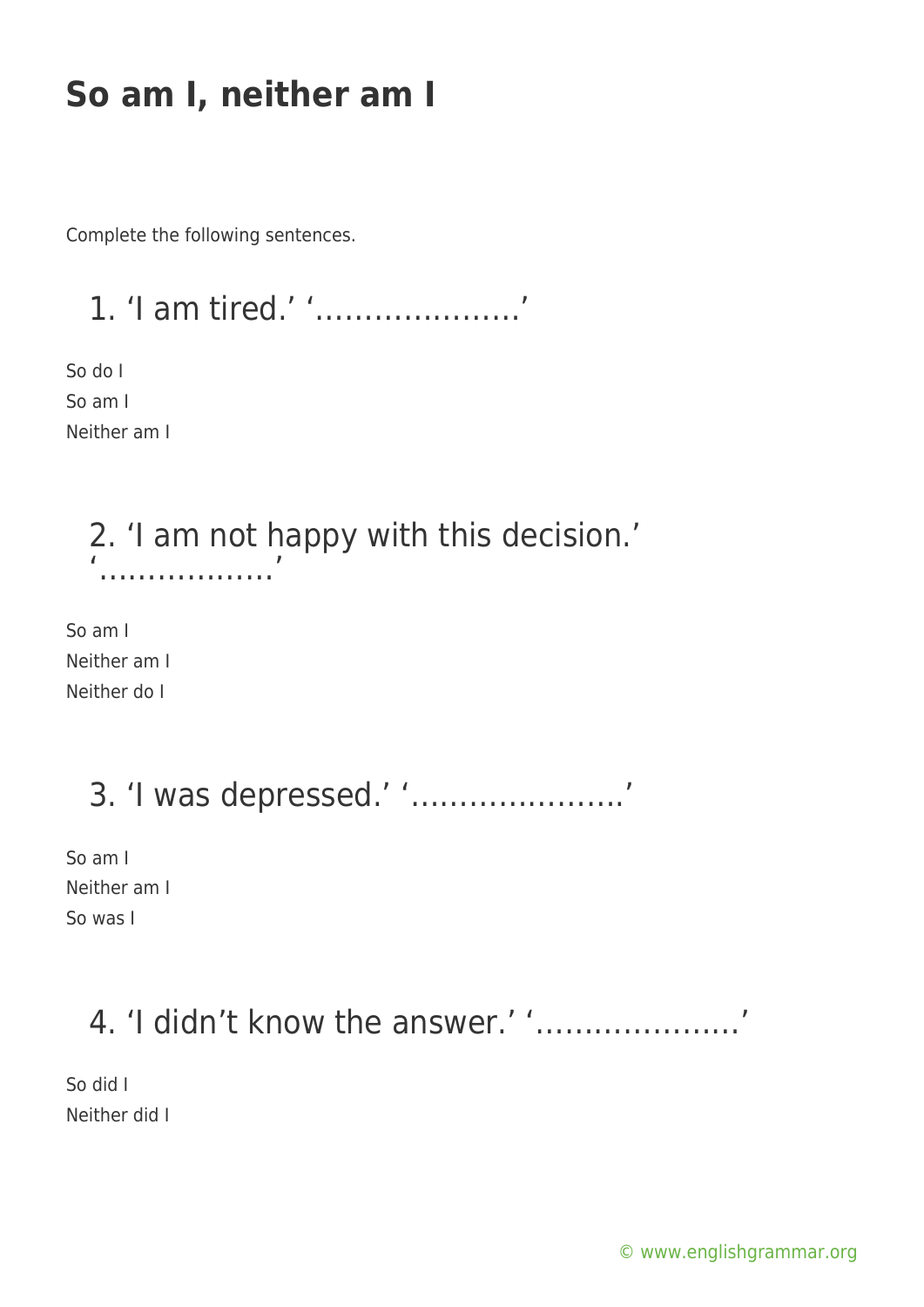# So am I, neither am I

Complete the following sentences.

## 1. ‘I am tired.’ ‘…………………’

So do I

So am I

Neither am I

## 2. ‘I am not happy with this decision.’ ‘………………’

So am I

Neither am I

Neither do I

## 3. ‘I was depressed.’ ‘………………….’

So am I

Neither am I

So was I

## 4. ‘I didn’t know the answer.’ ‘…………………’

So did I

Neither did I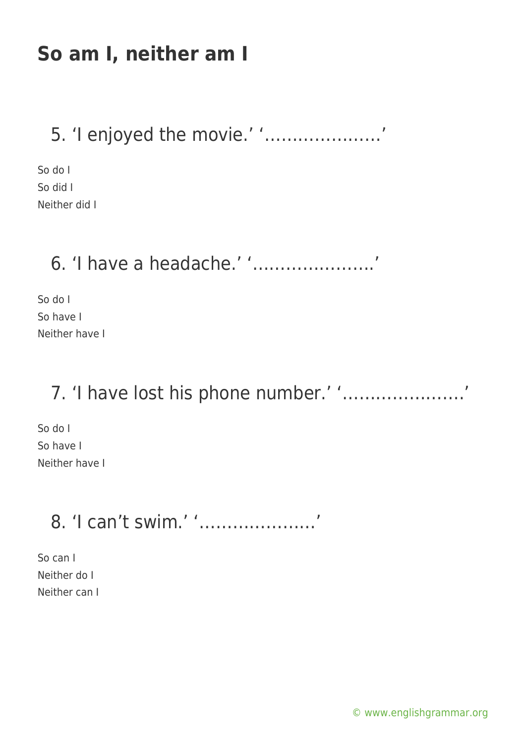# So am I, neither am I

## 5. 'I enjoyed the movie.' '…………………'

So do I
So did I
Neither did I

## 6. 'I have a headache.' '………………….'

So do I
So have I
Neither have I

## 7. 'I have lost his phone number.' '………………….'

So do I
So have I
Neither have I

## 8. 'I can't swim.' '…………………'

So can I
Neither do I
Neither can I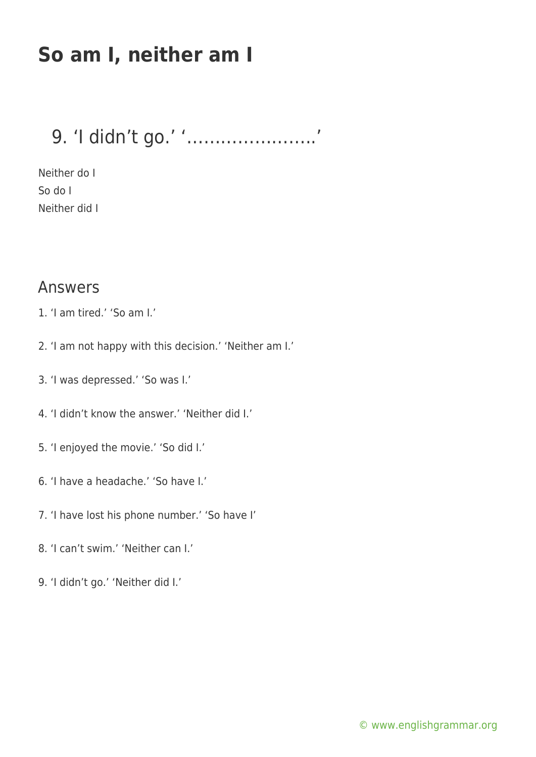# So am I, neither am I

## 9. 'I didn't go.' '…………………..'

Neither do I
So do I
Neither did I

## Answers

1. 'I am tired.' 'So am I.'

2. 'I am not happy with this decision.' 'Neither am I.'

3. 'I was depressed.' 'So was I.'

4. 'I didn't know the answer.' 'Neither did I.'

5. 'I enjoyed the movie.' 'So did I.'

6. 'I have a headache.' 'So have I.'

7. 'I have lost his phone number.' 'So have I'

8. 'I can't swim.' 'Neither can I.'

9. 'I didn't go.' 'Neither did I.'